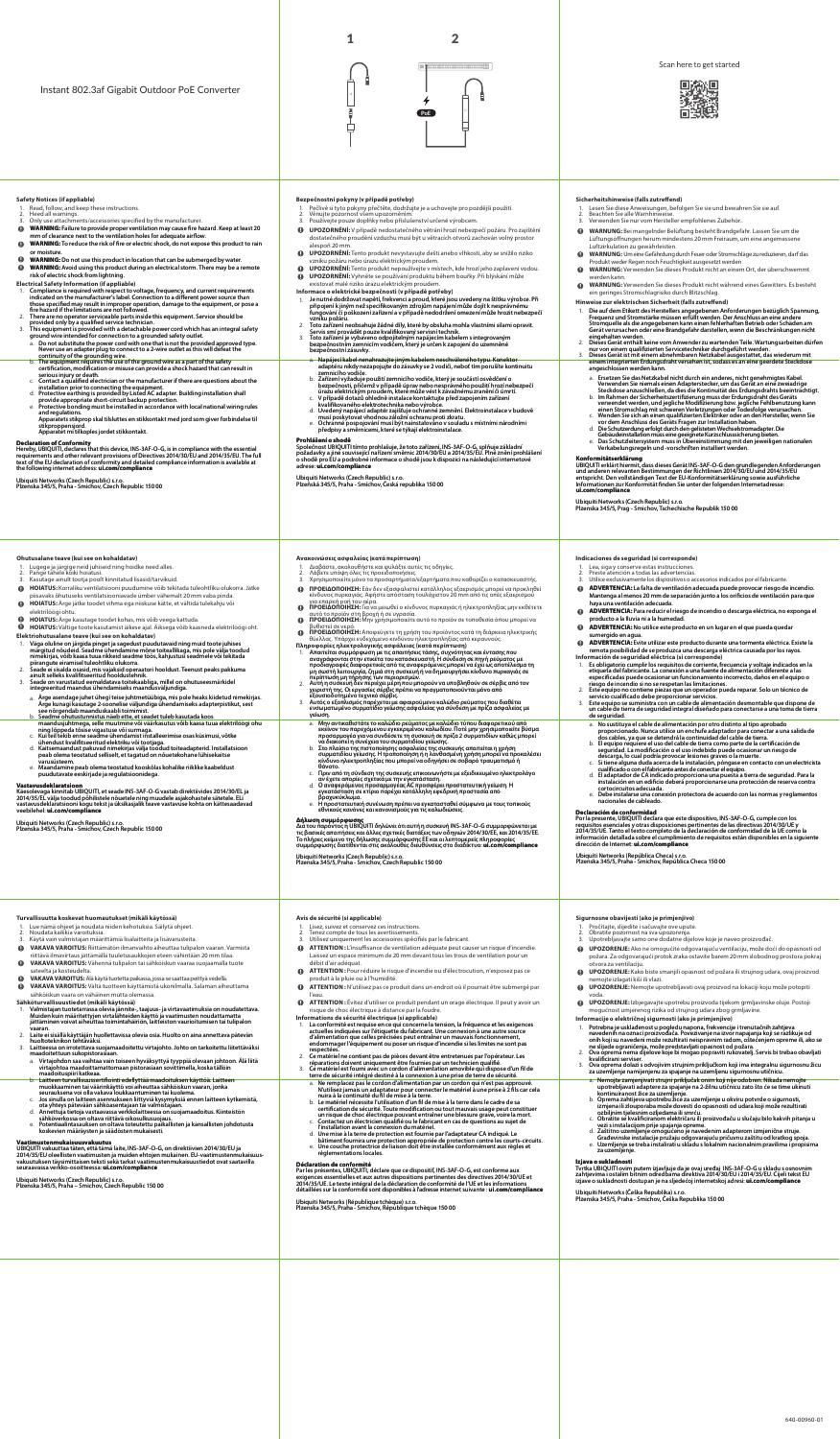# Instant 802.3af Gigabit Outdoor PoE Converter

1

2

PoE

Scan here to get started

## Safety Notices (if applicable)

1. Read, follow, and keep these instructions.
2. Heed all warnings.
3. Only use attachments/accessories specified by the manufacturer.

**WARNING: Failure to provide proper ventilation may cause fire hazard. Keep at least 20 mm of clearance next to the ventilation holes for adequate airflow.**

**WARNING: To reduce the risk of fire or electric shock, do not expose this product to rain or moisture.**

**WARNING: Do not use this product in location that can be submerged by water.**

**WARNING: Avoid using this product during an electrical storm. There may be a remote risk of electric shock from lightning.**

### Electrical Safety Information (if applicable)

1. **Compliance is required with respect to voltage, frequency, and current requirements indicated on the manufacturer's label. Connection to a different power source than those specified may result in improper operation, damage to the equipment, or pose a fire hazard if the limitations are not followed.**
2. **There are no operator serviceable parts inside this equipment. Service should be provided only by a qualified service technician.**
3. **This equipment is provided with a detachable power cord which has an integral safety ground wire intended for connection to a grounded safety outlet.**
   a. **Do not substitute the power cord with one that is not the provided approved type. Never use an adapter plug to connect to a 2-wire outlet as this will defeat the continuity of the grounding wire.**
   b. **The equipment requires the use of the ground wire as a part of the safety certification, modification or misuse can provide a shock hazard that can result in serious injury or death.**
   c. **Contact a qualified electrician or the manufacturer if there are questions about the installation prior to connecting the equipment.**
   d. **Protective earthing is provided by Listed AC adapter. Building installation shall provide appropriate short-circuit backup protection.**
   e. **Protective bonding must be installed in accordance with local national wiring rules and regulations.**

Apparatets stikprop skal tilsluttes en stikkontakt med jord som giver forbindelse til stikproppens jord.
Apparatet må tilkoples jordet stikkontakt.

### Declaration of Conformity

Hereby, UBIQUITI, declares that this device, INS-3AF-O-G, is in compliance with the essential requirements and other relevant provisions of Directives 2014/35/EU and 2014/30/EU. The full text of the EU declaration of conformity and detailed compliance information is available at the following internet address: **ui.com/compliance**

**Ubiquiti Networks (Czech Republic) s.r.o.**
**Plzenska 345/5, Praha - Smichov, Czech Republic 150 00**

## Bezpečnostní pokyny (v případě potřeby)

1. Pečlivě si tyto pokyny přečtěte, dodržujte je a uchovejte pro pozdější použití.
2. Věnujte pozornost všem upozorněním.
3. Používejte pouze doplňky nebo příslušenství určené výrobcem.

**UPOZORNĚNÍ:** V případě nedostatečného větrání hrozí nebezpečí požáru. Pro zajištění dostatečného proudění vzduchu musí být u větracích otvorů zachován volný prostor alespoň 20 mm.

**UPOZORNĚNÍ:** Tento produkt nevystavujte dešti anebo vlhkosti, aby se snížilo riziko vzniku požáru nebo úrazu elektrickým proudem.

**UPOZORNĚNÍ:** Tento produkt nepoužívejte v místech, kde hrozí jeho zaplavení vodou.

**UPOZORNĚNÍ:** Vyhněte se používání produktu během bouřky. Při blýskání může existovat malé riziko úrazu elektrickým proudem.

### Informace o elektrické bezpečnosti (v případě potřeby)

1. **Je nutné dodržovat napětí, frekvenci a proud, které jsou uvedeny na štítku výrobce. Při připojení k jiným než specifikovaným zdrojům napájení může dojít k nesprávnému fungování či poškození zařízení a v případě nedodržení omezení může hrozit nebezpečí vzniku požáru.**
2. **Toto zařízení neobsahuje žádné díly, které by obsluha mohla vlastními silami opravit. Servis smí provádět pouze kvalifikovaný servisní technik.**
3. **Toto zařízení je vybaveno odpojitelným napájecím kabelem s integrovaným bezpečnostním zemnicím vodičem, který je určen k zapojení do uzemněné bezpečnostní zásuvky.**
   a. **Napájecí kabel nenahrazujte jiným kabelem neschváleného typu. Konektor adaptéru nikdy nezapojujte do zásuvky se 2 vodiči, neboť tím porušíte kontinuitu zemnicího vodiče.**
   b. **Zařízení vyžaduje použití zemnicího vodiče, který je součástí osvědčení o bezpečnosti, přičemž v případě úprav nebo nesprávného použití hrozí nebezpečí úrazu elektrickým proudem, které může vést k závažnému zranění či úmrtí.**
   c. **V případě dotazů ohledně instalace kontaktujte před zapojením zařízení kvalifikovaného elektrotechnika nebo výrobce.**
   d. **Ochranné uzemnění poskytuje schválený AC adaptér. Elektroinstalace v budově musí poskytovat vhodnou záložní ochranu proti zkratu.**
   e. **Ochranné propojování musí být nainstalováno v souladu s místními národními předpisy a směrnicemi, které se týkají elektroinstalace.**

### Prohlášení o shodě

Společnost UBIQUITI tímto prohlašuje, že toto zařízení, INS-3AF-O-G, splňuje základní požadavky a jiné související nařízení směrnic 2014/35/EU a 2014/30/EU. Plné znění prohlášení o shodě pro EU a podrobné informace o shodě jsou k dispozici na následující internetové adrese: **ui.com/compliance**

**Ubiquiti Networks (Czech Republic) s.r.o.**
**Plzeňská 345/5, Praha - Smíchov, Česká republika 150 00**

## Sicherheitshinweise (falls zutreffend)

1. Lesen Sie diese Anweisungen, befolgen Sie sie und bewahren Sie sie auf.
2. Beachten Sie alle Warnhinweise.
3. Verwenden Sie nur vom Hersteller empfohlenes Zubehör.

**WARNUNG:** Bei mangelnder Belüftung besteht Brandgefahr. Lassen Sie um die Lüftungsöffnungen herum mindestens 20 mm Freiraum, um eine angemessene Luftzirkulation zu gewährleisten.

**WARNUNG:** Um eine Gefährdung durch Feuer oder Stromschläge zu reduzieren, darf das Produkt weder Regen noch Feuchtigkeit ausgesetzt werden.

**WARNUNG:** Verwenden Sie dieses Produkt nicht an einem Ort, der überschwemmt werden kann.

**WARNUNG:** Verwenden Sie dieses Produkt nicht während eines Gewitters. Es besteht ein geringes Stromschlagrisiko durch Blitzschlag.

### Hinweise zur elektrischen Sicherheit (falls zutreffend)

1. **Die auf dem Etikett des Herstellers angegebenen Anforderungen bezüglich Spannung, Frequenz und Stromstärke müssen erfüllt werden. Der Anschluss an eine andere Stromquelle als die angegebenen kann einen fehlerhaften Betrieb oder Schäden am Gerät verursachen oder eine Brandgefahr darstellen, wenn die Beschränkungen nicht eingehalten werden.**
2. **Dieses Gerät enthält keine vom Anwender zu wartenden Teile. Wartungsarbeiten dürfen nur von einem qualifizierten Servicetechniker durchgeführt werden.**
3. **Dieses Gerät ist mit einem abnehmbaren Netzkabel ausgestattet, das wiederum mit einem integrierten Erdungsdraht versehen ist, sodass es an eine geerdete Steckdose angeschlossen werden kann.**
   a. **Ersetzen Sie das Netzkabel nicht durch ein anderes, nicht genehmigtes Kabel. Verwenden Sie niemals einen Adapterstecker, um das Gerät an eine zweiadrige Steckdose anzuschließen, da dies die Kontinuität des Erdungsdrahts beeinträchtigt.**
   b. **Im Rahmen der Sicherheitszertifizierung muss der Erdungsdraht des Geräts verwendet werden, und jegliche Modifizierung bzw. jegliche Fehlbenutzung kann einen Stromschlag mit schweren Verletzungen oder Todesfolge verursachen.**
   c. **Wenden Sie sich an einen qualifizierten Elektriker oder an den Hersteller, wenn Sie vor dem Anschluss des Geräts Fragen zur Installation haben.**
   d. **Die Schutzerdung erfolgt durch den gelisteten Wechselstromadapter. Die Gebäudeinstallation muss eine geeignete Kurzschlusssicherung bieten.**
   e. **Das Schutzleitersystem muss in Übereinstimmung mit den jeweiligen nationalen Verkabelungsregeln und -vorschriften installiert werden.**

### Konformitätserklärung

UBIQUITI erklärt hiermit, dass dieses Gerät INS-3AF-O-G den grundlegenden Anforderungen und anderen relevanten Bestimmungen der Richtlinien 2014/30/EU und 2014/35/EU entspricht. Den vollständigen Text der EU-Konformitätserklärung sowie ausführliche Informationen zur Konformität finden Sie unter der folgenden Internetadresse: **ui.com/compliance**

**Ubiquiti Networks (Czech Republic) s.r.o.**
**Plzenska 345/5, Prag - Smichov, Tschechische Republik 150 00**

## Ohutusalane teave (kui see on kohaldatav)

1. Lugege ja järgige neid juhiseid ning hoidke need alles.
2. Pange tähele kõiki hoiatusi.
3. Kasutage ainult tootja poolt lubatud lisaseadmeid/tarvikuid.

**HOIATUS:** Korraliku ventilatsiooni puudumine võib tekitada tuleohtliku olukorra. Jätke piisavaks õhutuseks ventilatsiooniavade ümber vähemalt 20 mm vaba ruumi.

**HOIATUS:** Tule- ja elektrilöögi ohu vähendamiseks ärge jätke seadet vihma ega niiskuse kätte.

**HOIATUS:** Ärge kasutage toodet kohas, mis võib veega kattuda.

**HOIATUS:** Vältige toote kasutamist äikese ajal. Äikesega võib kaasneda elektrilöögi oht.

### Elektriohutusalane teave (kui see on kohaldatav)

1. **Vajalik on järgida pinget, sagedust ja voolu puudutavaid tootja sildil märgitud nõudeid. Seadme ühendamine mõne teise toiteallikaga, mis pole välja toodud nimekirjas, võib kaasa tuua valesti töötamise, seadme kahjustumise või tekitada piirangute mittejärgimisel tuleohu.**
2. **Seade ei sisalda osasid, mis vajaksid operaatori hooldust. Teenust peaks pakkuma ainult selleks kvalifitseeritud hooldustehnik.**
3. **Seade on varustatud eemaldatava toitekaabliga, millel on ohutuseesmärkidel integreeritud maandus ühendamiseks maandatud pistikupessa.**
   a. **Ärge asendage juhet ühegi teise juhtmetüübiga, mis pole heaks kiidetud nimekirjas. Ärge kunagi kasutage 2-sooneline väljundiga ühendamiseks adapteripistikut, sest see rikub maandusjuhtme ühtsust.**
   b. **Seadme ohutustunnistus näeb ette, et seadet tuleb kasutada koos maandusjuhtmega, selle muutmine või vääriti kasutus võib tekitada elektrilöögi ohu, mis võib lõppeda tõsise vigastuse või surmaga.**
   c. **Kui tekib küsimusi seoses seadme ühendamisega, võtke ühendust kvalifitseeritud elektriku või tootjaga.**
   d. **Kaitsemaanduse pakub nimekirjas olev vahelduvvooluadapter. Installatsioon peab olema teostatud selliselt, et tagatud on nõuetekohane lühisekaitse varusüsteem.**
   e. **Maandamine peab olema teostatud kooskõlas kohalike riiklike kaabeldust puudutavate eeskirjade ja regulatsioonidega.**

### Vastavusdeklaratsioon

Käesolevaga kinnitab UBIQUITI, et seade INS-3AF-O-G vastab direktiivide 2014/30/EL ja 2014/35/EL välja toodud põhilistele nõuetele ning muudele asjakohastele sätetele. ELi vastavusdeklaratsiooni kogu tekst ja üksikasjalik teave vastavuse kohta on kättesaadaval veebilehel: **ui.com/compliance**

**Ubiquiti Networks (Czech Republic) s.r.o.**
**Plzenska 345/5, Praha - Smichov, Czech Republic 150 00**

## Ανακοινώσεις ασφαλείας (κατά περίπτωση)

1. Διαβάστε, ακολουθήστε και φυλάξτε αυτές τις οδηγίες.
2. Λάβετε υπόψη όλες τις προειδοποιήσεις.
3. Χρησιμοποιείτε μόνο τα παρελκόμενα/εξαρτήματα που καθορίζει ο κατασκευαστής.

**ΠΡΟΕΙΔΟΠΟΙΗΣΗ:** Εάν δεν εξασφαλιστεί κατάλληλος αερισμός, μπορεί να προκληθεί κίνδυνος πυρκαγιάς. Αφήστε απόσταση τουλάχιστον 20 mm από τις οπές αερισμού για επαρκή ροή του αέρα.

**ΠΡΟΕΙΔΟΠΟΙΗΣΗ:** Για να μειωθεί ο κίνδυνος πυρκαγιάς ή ηλεκτροπληξίας μην εκθέτετε αυτό το προϊόν στη βροχή ή σε υγρασία.

**ΠΡΟΕΙΔΟΠΟΙΗΣΗ:** Μην χρησιμοποιείτε αυτό το προϊόν σε τοποθεσία όπου μπορεί να βυθιστεί σε νερό.

**ΠΡΟΕΙΔΟΠΟΙΗΣΗ:** Αποφεύγετε τη χρήση του προϊόντος κατά τη διάρκεια ηλεκτρικής θύελλας. Υπάρχει ενδεχόμενο κινδύνου ηλεκτροπληξίας από κεραυνούς.

### Πληροφορίες ηλεκτρικής ασφαλείας (κατά περίπτωση)

1. **Απαιτείται συμμόρφωση με τις απαιτήσεις τάσης, συχνότητας και έντασης που αναγράφονται στην ετικέτα του κατασκευαστή. Η σύνδεση σε πηγή ρεύματος με προδιαγραφές διαφορετικές από τις αναφερόμενες μπορεί να έχει ως αποτέλεσμα τη μη σωστή λειτουργία, ζημιά στη συσκευή ή να δημιουργήσει κίνδυνο πυρκαγιάς σε περίπτωση μη τήρησης των περιορισμών.**
2. **Αυτή η συσκευή δεν περιέχει μέρη που μπορούν να υποβληθούν σε σέρβις από τον χειριστή της. Οι εργασίες σέρβις πρέπει να πραγματοποιούνται μόνο από εξειδικευμένο τεχνικό σέρβις.**
3. **Αυτός ο εξοπλισμός παρέχεται με αφαιρούμενο καλώδιο ρεύματος που διαθέτει ενσωματωμένο συρματίδιο γείωσης ασφαλείας, για σύνδεση σε πρίζα ασφαλείας με γείωση.**
   a. **Μην αντικαθιστάτε το καλώδιο ρεύματος με καλώδιο τύπου διαφορετικού από εκείνον του παρεχόμενου εγκεκριμένου καλωδίου. Ποτέ μην χρησιμοποιείτε βύσμα προσαρμογέα για να συνδέσετε τη συσκευή σε πρίζα 2 συρματιδίων καθώς μπορεί να διακοπεί η συνέχεια του συρματιδίου γείωσης.**
   b. **Στο πλαίσιο της πιστοποίησης ασφαλείας της συσκευής απαιτείται η χρήση συρματιδίου γείωσης. Η τροποποίηση ή η λανθασμένη χρήση μπορεί να προκαλέσει κίνδυνο ηλεκτροπληξίας που μπορεί να οδηγήσει σε σοβαρό τραυματισμό ή θάνατο.**
   c. **Πριν από τη σύνδεση της συσκευής επικοινωνήστε με εξειδικευμένο ηλεκτρολόγο αν έχετε απορίες σχετικά με την εγκατάσταση.**
   d. **Ο αναφερόμενος προσαρμογέας AC προσφέρει προστατευτική γείωση. Η εγκατάσταση σε κτίριο πρέπει να παρέχει κατάλληλη εφεδρική προστασία από βραχυκύκλωμα.**
   e. **Η προστατευτική συνένωση πρέπει να εγκατασταθεί σύμφωνα με τους τοπικούς εθνικούς κανόνες και κανονισμούς για τις καλωδιώσεις.**

### Δήλωση συμμόρφωσης

Διά του παρόντος η UBIQUITI δηλώνει ότι αυτή η συσκευή INS-3AF-O-G συμμορφώνεται με τις βασικές απαιτήσεις και άλλες σχετικές διατάξεις των οδηγιών 2014/30/ΕΕ και 2014/35/ΕΕ. Το πλήρες κείμενο της δήλωσης συμμόρφωσης ΕΕ και οι λεπτομερείς πληροφορίες συμμόρφωσης διατίθενται στις ακόλουθες διευθύνσεις στο διαδίκτυο: **ui.com/compliance**

**Ubiquiti Networks (Czech Republic) s.r.o.**
**Plzenska 345/5, Praha - Smichov, Czech Republic 150 00**

## Indicaciones de seguridad (si corresponde)

1. Lea, siga y conserve estas instrucciones.
2. Preste atención a todas las advertencias.
3. Utilice exclusivamente los dispositivos o accesorios indicados por el fabricante.

**ADVERTENCIA: La falta de ventilación adecuada puede provocar riesgo de incendio. Mantenga al menos 20 mm de separación junto a los orificios de ventilación para que haya una ventilación adecuada.**

**ADVERTENCIA: Para reducir el riesgo de incendio o descarga eléctrica, no exponga el producto a la lluvia ni a la humedad.**

**ADVERTENCIA: No utilice este producto en un lugar en el que pueda quedar sumergido en agua.**

**ADVERTENCIA: Evite utilizar este producto durante una tormenta eléctrica. Existe la remota posibilidad de se produzca una descarga eléctrica causada por los rayos.**

### Información de seguridad eléctrica (si corresponde)

1. **Es obligatorio cumplir los requisitos de corriente, frecuencia y voltaje indicados en la etiqueta del fabricante. La conexión a una fuente de alimentación diferente a las especificadas puede ocasionar un funcionamiento incorrecto, daños en el equipo o riesgo de incendio si no se respetan las limitaciones.**
2. **Este equipo no contiene piezas que un operador pueda reparar. Solo un técnico de servicio cualificado debe proporcionar servicios.**
3. **Este equipo se suministra con un cable de alimentación desmontable que dispone de un cable de tierra de seguridad integral diseñado para conectarse a una toma de tierra de seguridad.**
   a. **No sustituya el cable de alimentación por otro distinto al tipo aprobado proporcionado. Nunca utilice un enchufe adaptador para conectar a una salida de dos cables, ya que se detendría la continuidad del cable de tierra.**
   b. **El equipo requiere el uso del cable de tierra como parte de la certificación de seguridad. La modificación o el uso indebido puede ocasionar un riesgo de descarga, lo cual podría provocar lesiones graves o la muerte.**
   c. **Si tiene alguna duda acerca de la instalación, póngase en contacto con un electricista cualificado o con el fabricante antes de conectar el equipo.**
   d. **El adaptador de CA indicado proporciona una puesta a tierra de seguridad. Para la instalación en un edificio deberá proporcionarse una protección de reserva contra cortocircuitos adecuada.**
   e. **Debe instalarse una conexión protectora de acuerdo con las normas y reglamentos nacionales de cableado.**

### Declaración de conformidad

Por la presente, UBIQUITI, declara que este dispositivo, INS-3AF-O-G, cumple con los requisitos esenciales y otras disposiciones pertinentes de las directivas 2014/30/UE y 2014/35/UE. Tanto el texto completo de la declaración de conformidad de la UE como la información detallada sobre el cumplimiento de requisitos están disponibles en la siguiente dirección de Internet: **ui.com/compliance**

**Ubiquiti Networks (República Checa) s.r.o.**
**Plzenska 345/5, Praha - Smichov, República Checa 150 00**

## Turvallisuutta koskevat huomautukset (mikäli käytössä)

1. Lue nämä ohjeet ja noudata niiden kehotuksia. Säilytä ohjeet.
2. Noudata kaikkia varoituksia.
3. Käytä vain valmistajan määrittämiä lisälaitteita ja lisävarusteita.

**VAKAVA VAROITUS:** Riittämätön ilmanvaihto aiheuttaa tulipalon vaaran. Varmista riittävä ilmavirtaus jättämällä tuuletusaukkojen eteen vähintään 20 mm tilaa.

**VAKAVA VAROITUS:** Vähennä tulipalon tai sähköiskun vaaraa suojaamalla tuote sateelta ja kosteudelta.

**VAKAVA VAROITUS:** Älä käytä tuotetta paikassa, jossa se saattaa peittyä vedellä.

**VAKAVA VAROITUS:** Vältä tuotteen käyttämistä ukonilmalla. Salaman aiheuttama sähköiskun vaara on vähäinen mutta olemassa.

### Sähköturvallisuustiedot (mikäli käytössä)

1. **Valmistajan tuotetarrassa olevia jännite-, taajuus- ja virtavaatimuksia on noudatettava. Muiden kuin määritettyjen virtalähteiden käyttö ja vaatimusten noudattamatta jättäminen voivat aiheuttaa toimintahäiriön, laitteiston vaurioitumisen tai tulipalon vaaran.**
2. **Laite ei sisällä käyttäjän huollettavissa olevia osia. Huolto on aina annettava pätevän huoltoteknikon tehtäväksi.**
3. **Laitteessa on irrotettava suojamaadoitettu virtajohto. Johto on tarkoitettu liitettäväksi maadoitettuun suko-pistorasiaan.**
   a. **Virtajohdon saa vaihtaa vain toiseen hyväksyttyä tyyppiä olevaan johtoon. Älä liitä virtajohtoa maadoittamattomaan pistorasiaan sovittimella, koska tällöin maadoitus pettää.**
   b. **Laitteen turvallisuussertifiointi edellyttää maadoituksen käyttöä. Laitteen muokkaaminen tai väärinkäyttö voi aiheuttaa sähköiskun vaaran, jonka seurauksena voi olla vakava loukkaantuminen tai kuolema.**
   c. **Jos sinulla on laitteen asennukseen liittyviä kysymyksiä ennen laitteen kytkemistä, ota yhteys pätevään sähköasentajaan tai valmistajaan.**
   d. **Luettelossa mainitussa verkkolaitteessa on suojamaadoitus. Kiinteistön sähköverkossa on oltava riittävä oikosulkusuojaus.**
   e. **Potentiaalintasauksen on oltava toteutettu paikallisten ja kansallisten johdotusta koskevien määräysten ja säädösten mukaisesti.**

### Vaatimustenmukaisuusvakuutus

UBIQUITI vakuuttaa täten, että tämä laite, INS-3AF-O-G, on direktiivien 2014/30/EU ja 2014/35/EU oleellisten vaatimusten ja muiden ehtojen mukainen. EU-vaatimustenmukaisuusvakuutuksen täysimittainen teksti sekä tarkat vaatimustenmukaisuustiedot ovat saatavilla seuraavassa verkko-osoitteessa: **ui.com/compliance**

**Ubiquiti Networks (Czech Republic) s.r.o.**
**Plzenska 345/5, Praha – Smichov, Czech Republic 150 00**

## Avis de sécurité (si applicable)

1. Lisez, suivez et conservez ces instructions.
2. Tenez compte de tous les avertissements.
3. Utilisez uniquement les accessoires spécifiés par le fabricant.

**ATTENTION :** L'insuffisance de ventilation adéquate peut causer un risque d'incendie. Laissez un espace minimum de 20 mm devant tous les trous de ventilation pour un débit d'air adéquat.

**ATTENTION :** Pour réduire le risque d'incendie ou d'électrocution, n'exposez pas ce produit à la pluie ou à l'humidité.

**ATTENTION :** N'utilisez pas ce produit dans un endroit où il pourrait être submergé par l'eau.

**ATTENTION :** Évitez d'utiliser ce produit pendant un orage électrique. Il peut y avoir un risque de choc électrique à distance par la foudre.

### Informations de sécurité électrique (si applicable)

1. **La conformité est requise en ce qui concerne la tension, la fréquence et les exigences actuelles indiquées sur l'étiquette du fabricant. Une connexion à une autre source d'alimentation que celles précisées peut entraîner un mauvais fonctionnement, endommager l'équipement ou poser un risque d'incendie si les limites ne sont pas respectées.**
2. **Ce matériel ne contient pas de pièces devant être entretenues par l'opérateur. Les réparations doivent uniquement être fournies par un technicien qualifié.**
3. **Ce matériel est fourni avec un cordon d'alimentation amovible qui dispose d'un fil de terre de sécurité intégré destiné à la connexion à une prise de terre de sécurité.**
   a. **Ne remplacez pas le cordon d'alimentation par un cordon qui n'est pas approuvé. N'utilisez jamais un adaptateur pour connecter le matériel à une prise à 2 fils car cela nuira à la continuité du fil de mise à la terre.**
   b. **Le matériel nécessite l'utilisation d'un fil de mise à la terre dans le cadre de sa certification de sécurité. Toute modification ou tout mauvais usage peut constituer un risque de choc électrique pouvant entraîner une blessure grave, voire la mort.**
   c. **Contactez un électricien qualifié ou le fabricant en cas de questions au sujet de l'installation avant la connexion du matériel.**
   d. **Une mise à la terre de protection est fournie par l'adaptateur CA indiqué. Le bâtiment fournira une protection appropriée de protection contre les courts-circuits.**
   e. **Une couche protectrice de liaison doit être installée conformément aux règles et réglementations locales.**

### Déclaration de conformité

Par les présentes, UBIQUITI, déclare que ce dispositif, INS-3AF-O-G, est conforme aux exigences essentielles et aux autres dispositions pertinentes des directives 2014/30/UE et 2014/35/UE. Le texte intégral de la déclaration de conformité de l'UE et les informations détaillées sur la conformité sont disponibles à l'adresse internet suivante : **ui.com/compliance**

**Ubiquiti Networks (République tchèque) s.r.o.**
**Plzenska 345/5, Praha - Smichov, République tchèque 150 00**

## Sigurnosne obavijesti (ako je primjenjivo)

1. Pročitajte, slijedite i sačuvajte ove upute.
2. Obratite pozornost na sva upozorenja.
3. Upotrebljavajte samo one dodatne dijelove koje je naveo proizvođač.

**UPOZORENJE:** Ako ne omogućite odgovarajuću ventilaciju, može doći do opasnosti od požara. Za odgovarajući protok zraka ostavite barem 20 mm slobodnog prostora pokraj otvora za ventilaciju.

**UPOZORENJE:** Kako biste smanjili opasnost od požara ili strujnog udara, ovaj proizvod nemojte izlagati kiši ili vlazi.

**UPOZORENJE:** Nemojte upotrebljavati ovaj proizvod na lokaciji koju može potopiti voda.

**UPOZORENJE:** Izbjegavajte upotrebu proizvoda tijekom grmljavinske oluje. Postoji mogućnost umjerenog rizika od strujnog udara zbog grmljavine.

### Informacije o električnoj sigurnosti (ako je primjenjivo)

1. **Potrebna je usklađenost u pogledu napona, frekvencije i trenutačnih zahtjeva navedenih na oznaci proizvođača. Povezivanje na izvor napajanja koji se razlikuje od onih koji su navedeni može rezultirati neispravnim radom, oštećenjem opreme ili, ako se ne slijede ograničenja, može predstavljati opasnost od požara.**
2. **Ova oprema nema dijelove koje bi mogao popraviti rukovatelj. Servis bi trebao obavljati kvalificirani serviser.**
3. **Ova oprema dolazi s odvojivim strujnim priključkom koji ima integralnu sigurnosnu žicu za uzemljenje namijenjenu za spajanje na uzemljenu sigurnosnu utičnicu.**
   a. **Nemojte zamijeniti strujni priključak onim koji nije odobren. Nikada nemojte upotrebljavati adapterski utikač za spajanje na 2-žilnu utičnicu zato što će se time ukinuti kontinuiranost žice za uzemljenje.**
   b. **Oprema zahtijeva upotrebu žice za uzemljenje u okviru potvrde o sigurnosti, izmjena ili zlouporaba može dovesti do opasnosti od udara koji može rezultirati ozbiljnim tjelesnim ozljedama ili smrću.**
   c. **Obratite se kvalificiranom električaru ili proizvođaču u slučaju bilo kakvih pitanja u vezi s instalacijom prije spajanja opreme.**
   d. **Zaštitno uzemljenje omogućeno je navedenim adapterom izmjenične struje. Građevinske instalacije pružaju odgovarajuću pričuvnu zaštitu od kratkog spoja.**
   e. **Uzemljenje se treba instalirati u skladu s lokalnim nacionalnim pravilima i propisima za ožičenje.**

### Izjava o sukladnosti

Tvrtka UBIQUITI ovim putem izjavljuje da je ovaj uređaj INS-3AF-O-G u skladu s osnovnim zahtjevima i ostalim bitnim odredbama direktiva 2014/30/EU i 2014/35/EU. Cijeli tekst EU izjave o sukladnosti dostupan je na sljedećoj internetskoj adresi: **ui.com/compliance**

**Ubiquiti Networks (Češka Republika) s.r.o.**
**Plzenska 345/5, Praha - Smichov, Češka Republika 150 00**

640-00960-01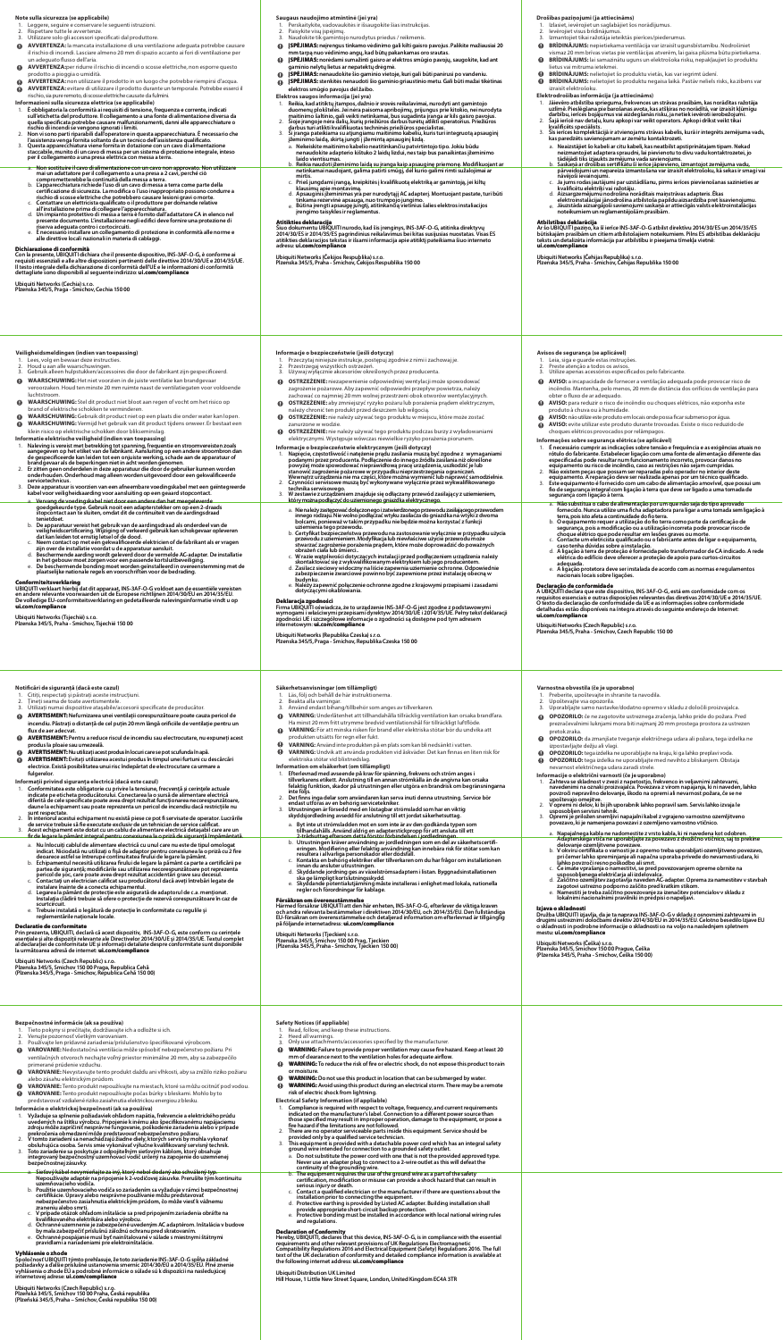**Note sulla sicurezza (se applicabile)**

1. Leggere, seguire e conservare le seguenti istruzioni.
2. Rispettare tutte le avvertenze.
3. Utilizzare solo gli accessori specificati dal produttore.

**AVVERTENZA:** la mancata installazione di una ventilazione adeguata potrebbe causare il rischio di incendi. Lasciare almeno 20 mm di spazio accanto ai fori di ventilazione per un adeguato flusso dell'aria.

**AVVERTENZA:** per ridurre il rischio di incendi o scosse elettriche, non esporre questo prodotto a pioggia o umidità.

**AVVERTENZA:** non utilizzare il prodotto in un luogo che potrebbe riempirsi d'acqua.

**AVVERTENZA:** evitare di utilizzare il prodotto durante un temporale. Potrebbe esserci il rischio, sia pure remoto, di scosse elettriche causate da fulmini.

**Informazioni sulla sicurezza elettrica (se applicabile)**

1. È obbligatoria la conformità a requisiti di tensione, frequenza e corrente, indicati sull'etichetta del produttore. Il collegamento a una fonte di alimentazione diversa da quella specificata potrebbe causare malfunzionamenti, danni alle apparecchiature o rischio di incendi se vengono ignorati i limiti.
2. Non vi sono parti riparabili dall'operatore in questa apparecchiatura. È necessario che l'assistenza venga fornita soltanto da un tecnico dell'assistenza qualificato.
3. Questa apparecchiatura viene fornita in dotazione con un cavo di alimentazione staccabile, munito di un cavo di messa per un sistema di protezione integrale, inteso per il collegamento a una presa elettrica con messa a terra.
   a. Non sostituire il cavo di alimentazione con un cavo non approvato. Non utilizzare mai un adattatore per il collegamento a una presa a 2 cavi, perché ciò comprometterebbe la continuità della messa a terra.
   b. L'apparecchiatura richiede l'uso di un cavo di messa a terra come parte della certificazione di sicurezza. La modifica o l'uso inappropriato possono condurre a rischio di scossa elettrica che potrebbero causare lesioni gravi o morte.
   c. Contattare un elettricista qualificato o il produttore per domande relative all'installazione prima di collegare l'apparecchiatura.
   d. Un impianto protettivo di messa a terra è fornito dall'adattatore CA in elenco nel presente documento. L'installazione negli edifici deve fornire una protezione di riserva adeguata contro i cortocircuiti.
   e. È necessario installare un collegamento di protezione in conformità alle norme e alle direttive locali nazionali in materia di cablaggi.

**Dichiarazione di conformità**

Con la presente, UBIQUITI dichiara che il presente dispositivo, INS-3AF-O-G, è conforme ai requisiti essenziali e alle altre disposizioni pertinenti delle direttive 2014/30/UE e 2014/35/UE. Il testo integrale della dichiarazione di conformità dell'UE e le informazioni di conformità dettagliate sono disponibili al seguente indirizzo: **ui.com/compliance**

Ubiquiti Networks (Czechia) s.r.o.
Plzenska 345/5, Praha - Smichov, Czechia 150 00

**Saugaus naudojimo atmintinė (jei yra)**

1. Perskaitykite, vadovaukitės ir išsaugokite šias instrukcijas.
2. Paisykite visų įspėjimų.
3. Naudokite tik gamintojo nurodytus priedus / reikmenis.

**ĮSPĖJIMAS:** neįrengus tinkamos vėdinimo gali kilti gaisro pavojus. Palikite mažiausiai 20 mm tarpą nuo vėdinimo angų, kad būtų pakankamas oro srautas.

**ĮSPĖJIMAS:** norėdami sumažinti gaisro ar elektros smūgio pavojų, saugokite, kad ant gaminio nelytų lietus ar nepatektų drėgmė.

**ĮSPĖJIMAS:** nenaudokite šio gaminio vietoje, kuri gali būti panirusi po vandeniu.

**ĮSPĖJIMAS:** stenkitės nenaudoti šio gaminio griaustinio metu. Gali būti mažai tikėtinas elektros smūgio pavojus dėl žaibo.

**Elektros saugos informacija (jei yra)**

1. Reikia, kad atitiktų įtampos, dažnio ir srovės reikalavimai, nurodyti ant gamintojo duomenų plokštelės. Jei nesilaikoma apribojimų, prijungus prie kitokio, nei nurodyta maitinimo šaltinio, gali veikti netinkamai, bus sugadinta įranga ar kils gaisro pavojus.
2. Šioje įrangoje nėra dalių, kurių priežiūrą galėtų atlikti operatorius. Priežiūros darbus turi atlikti kvalifikuotas techninės priežiūros specialistas.
3. Ši įranga pateikiama su atjungiamu maitinimo kabeliu, kuris turi integruotą apsauginį įžeminimo laidą, skirtą jungti į įžemintą apsauginį lizdą.
   a. Nekeiskite maitinimo kabelio neatitinkančiu patvirtintojo tipo. Jokiu būdu nenaudokite adapterio kištuko 2 laidų lizdui, nes taip bus panaikintas įžeminimo laido vientisumas.
   b. Reikia naudoti įžeminimo laidą su įranga kaip apsaugine priemone. Modifikuojant ar netinkamai naudojant, galima patirti smūgį, kiti gali būti rimti sužalojimai ar mirtis.
   c. Prieš jungdami įrangą, kreipkitės į kvalifikuotą elektriką ar gamintoją, jei kiltų klausimų apie montavimą.
   d. Apsauginį įžeminimas yra per nurodytąjį AC adapterį. Montuojant pastate, turi būti tinkama rezervinė apsauga, nuo trumpojo jungimo.
   e. Būtina įrengti apsauginę jungtį, atitinkančią vietinius šalies elektros instaliacijos įrengimo taisykles ir reglamentus.

**Atitikties deklaracija**

Šiuo dokumentu UBIQUITI nurodo, kad šis įrenginys, INS-3AF-O-G, atitinka direktyvų 2014/30/ES ir 2014/35/ES pagrindinius reikalavimus bei kitas susijusias nuostatas. Visas ES atitikties deklaracijos tekstas ir išsami informacija apie atitiktį pateikiama šiuo interneto adresu: **ui.com/compliance**

Ubiquiti Networks (Čekijos Respublika) s.r.o.
Plzenska 345/5, Praha - Smichov, Čekijos Respublika 150 00

**Drošības paziņojumi (ja attiecināms)**

1. Izlasiet, ievērojiet un saglabājiet šos norādījumus.
2. Ievērojiet visus brīdinājumus.
3. Izmantojiet tikai ražotāja ieteiktās piericees/piederumus.

**BRĪDINĀJUMS:** nepietiekama ventilācija var radīt ugunsbīstamību. Nodrošiniet vismaz 20 mm brīvas vietas pie ventilācijas atverēm, lai gaisa plūsma būtu pietiekama.

**BRĪDINĀJUMS:** lai samazinātu uguns un elektrošoka risku, nepakļaujiet šo produktu lietus vai mitruma iedarbībai.

**BRĪDINĀJUMS:** nelietojiet šo produktu vietās, kas var iegrimt ūdenī.

**BRĪDINĀJUMS:** nelietojiet šo produktu negaisa laikā. Pastāv neliels risks, ka zibens var izraisīt elektrošoku.

**Elektrodrošības informācija (ja attiecināms)**

1. Jāievēro atbilstība sprieguma, frekvences un strāvas prasībām, kas norādītas ražotāja uzlīmē. Pieslēgšana pie barošanas avota, kas atšķiras no norādītā, var izraisīt kļūmīgu darbību, ierīces bojājumus vai aizdegšanās risku, ja netiek ievēroti ierobežojumi.
2. Šajā ierīcē nav detaļu, kuru apkopi var veikt operators. Apkopi drīkst veikt tikai kvalificēts speciālists.
3. Šis ierīces komplektācijā ir atvienojams strāvas kabelis, kurā ir integrēts zemējuma vads, kas paredzēts savienojumam ar zemētu kontaktrozeti.
   a. Neaizstājiet šo kabeli ar citu kabeli, kas neatbilst apstiprinātajam tipam. Nekad neizmantojiet adaptera spraudni, lai pievienotu to divu vadu kontaktrozetei, jo tādējādi tiks izjaukts zemējuma vada savienojums.
   b. Saskaņā ar drošības sertifikātu šī ierīce jāapvieno, izmantojot zemējuma vadu, pārveidojumi un nepareiza izmantošana var izraisīt elektrošoku, kā sekas ir smagi vai nāvējoši ievainojumi.
   c. Ja jums rodas jautājumi par uzstādīšanu, pirms ierīces pievienošanas sazinieties ar kvalificētu elektriķi vai ražotāju.
   d. Aizsargzemējumu nodrošina norādītais maiņstrāvas adapteris. Ēkas elektroinstalācijai jānodrošina atbilstoša pastiprināta aizsardzība pret īssavienojumu.
   e. Aizsardzības savienojums jāierīko atbilstoši vietējiem valsts elektroinstalācijas noteikumiem un reglamentējošiem prasībām.

**Atbilstības deklarācija**

Ar šo UBIQUITI paziņo, ka šī ierīce INS-3AF-O-G atbilst direktīvu 2014/30/ES un 2014/35/ES būtiskajām prasībām un citiem atbilstošajiem noteikumiem. Pilns ES atbilstības deklarācijas teksts un detalizēta informācija par atbilstību ir pieejama tīmekļa vietnē: **ui.com/compliance**

Ubiquiti Networks (Čehijas Republika) s.r.o.
Plzenska 345/5, Praha - Smichov, Čehijas Republika 150 00

**Veiligheidsmeldingen (indien van toepassing)**

1. Lees, volg en bewaar deze instructies.
2. Houd u aan alle waarschuwingen.
3. Gebruik alleen hulpstukken/accessoires die door de fabrikant zijn gespecificeerd.

**WAARSCHUWING:** Het niet voorzien in de juiste ventilatie kan brandgevaar veroorzaken. Houd ten minste 20 mm ruimte naast de ventilatiegaten voor voldoende luchtstroom.

**WAARSCHUWING:** Stel dit product niet bloot aan regen of vocht om het risico op brand of elektrische schokken te verminderen.

**WAARSCHUWING:** Gebruik dit product niet op een plaats die onder water kan lopen.

**WAARSCHUWING:** Vermijd het gebruik van dit product tijdens onweer. Er bestaat een klein risico op elektrische schokken door bliksieminslag.

**Informatie elektrische veiligheid (indien van toepassing)**

1. Naleving is vereist met betrekking tot spanning, frequentie en stroomvereisten zoals aangegeven op het etiket van de fabrikant. Aansluiting op een andere stroombron dan de gespecificeerde kan leiden tot een onjuiste werking, schade aan de apparatuur of brandgevaar als de beperkingen niet in acht worden genomen.
2. Er zitten geen onderdelen in deze apparatuur die door de gebruiker kunnen worden onderhouden. Onderhoud mag alleen worden uitgevoerd door een gekwalificeerde servicetechnicus.
3. Deze apparatuur is voorzien van een afneembare voedingskabel met een geïntegreerde kabel voor veiligheidsaarding voor aansluiting op een geaard stopcontact.
   a. Vervang de voedingskabel niet door een andere dan het meegeleverde goedgekeurde type. Gebruik nooit een adapterstekker om een 2-draads stopcontact aan te sluiten, omdat dit de continuïteit van de aardingsdraad tenietdoet.
   b. De apparatuur vereist het gebruik van de aardingsdraad als onderdeel van de veiligheidscertificering. Wijziging of verkeerd gebruik kan schokgevaar opleveren dat kan leiden tot ernstig letsel of de dood.
   c. Neem contact op met een gekwalificeerde elektricien of de fabrikant als er vragen zijn over de installatie voordat u de apparatuur aansluit.
   d. Beschermende aarding wordt geleverd door de vermelde AC-adapter. De installatie in het gebouw moet zorgen voor een passende kortsluitbeveiliging.
   e. De beschermende bonding moet worden geïnstalleerd in overeenstemming met de plaatselijke nationale regels en voorschriften voor de bedrading.

**Conformiteitsverklaring**

UBIQUITI verklaart hierbij dat dit apparaat, INS-3AF-O-G voldoet aan de essentiële vereisten en andere relevante voorwaarden uit de Europese richtlijnen 2014/30/EU en 2014/35/EU. De volledige EU-conformiteitsverklaring en gedetailleerde nalevingsinformatie vindt u op **ui.com/compliance**

Ubiquiti Networks (Tsjechië) s.r.o.
Plzenska 345/5, Praha - Smichov, Tsjechië 150 00

**Informacje o bezpieczeństwie (jeśli dotyczy)**

1. Przeczytaj niniejsze instrukcje, postępuj zgodnie z nimi i zachowaj je.
2. Przestrzegaj wszystkich ostrzeżeń.
3. Używaj wyłącznie akcesoriów określonych przez producenta.

**OSTRZEŻENIE:** niezapewnienie odpowiedniej wentylacji może spowodować zagrożenie pożarowe. Aby zapewnić odpowiedni przepływ powietrza, należy zachować co najmniej 20 mm wolnej przestrzeni obok otworów wentylacyjnych.

**OSTRZEŻENIE:** aby zmniejszyć ryzyko pożaru lub porażenia prądem elektrycznym, należy chronić ten produkt przed deszczem lub wilgocią.

**OSTRZEŻENIE:** nie należy używać tego produktu w miejscu, które może zostać zanurzone w wodzie.

**OSTRZEŻENIE:** nie należy używać tego produktu podczas burzy z wyładowaniami elektrycznymi. Występuje niewielkie ryzyko porażenia piorunem.

**Informacje o bezpieczeństwie elektrycznym (jeśli dotyczy)**

1. Napięcie, częstotliwość i natężenie prądu zasilania muszą być zgodne z wymaganiami podanymi przez producenta. Podłączenie do innego źródła zasilania niż określone powyżej może spowodować nieprawidłowe pracę urządzenia, uszkodzić je lub stanowić zagrożenie pożarowe w przypadku nieprzestrzegania ograniczeń.
   Wewnątrz urządzenia nie ma części, które można wymienić lub naprawić samodzielnie.
2. Czynności serwisowe muszą być wykonywane wyłącznie przez wykwalifikowanego technika serwisowego.
3. W zestawie z urządzeniem znajduje się odłączany przewód zasilający z uziemieniem, który można podłączyć do uziemionego gniazdka elektrycznego.
   a. Nie należy zastępować dołączonego i zatwierdzonego przewodu zasilającego przewodem innego rodzaju. Nie wolno podłączać wtyku zasilacza do gniazda na wtyki z dwoma bolcami, ponieważ w takim przypadku nie będzie można korzystać z funkcji uziemienia tego przewodu.
   b. Certyfikat bezpieczeństwa przewodu na zastosowanie wyłącznie w przypadku użycia przewodu z uziemieniem. Modyfikacja lub niewłaściwe użycie przewodu może stwarzać zagrożenie porażenia prądem, które może doprowadzić do poważnych obrażeń ciała lub śmierci.
   c. W razie wątpliwości dotyczących instalacji przed podłączeniem urządzenia należy skontaktować się z wykwalifikowanym elektrykiem lub jego producentem.
   d. Zasilacz sieciowy widoczny na liście zapewnia uziemienie ochronne. Odpowiednie zabezpieczenie zwarciowe powinno być zapewnione przez instalację obecną w budynku.
   e. Należy zapewnić połączenie ochronne zgodne z krajowymi przepisami i zasadami dotyczącymi okablowania.

**Deklaracja zgodności**

Firma UBIQUITI oświadcza, że to urządzenie INS-3AF-O-G jest zgodne z podstawowymi wymogami i właściwymi przepisami dyrektyw 2014/30/UE i 2014/35/UE. Pełny tekst deklaracji zgodności UE i szczegółowe informacje o zgodności są dostępne pod tym adresem internetowym: **ui.com/compliance**

Ubiquiti Networks (Republika Czeska) s.r.o.
Plzenska 345/5, Praga - Smichov, Republika Czeska 150 00

**Avisos de segurança (se aplicável)**

1. Leia, siga e guarde estas instruções.
2. Preste atenção a todos os avisos.
3. Utilize apenas acessórios especificados pelo fabricante.

**AVISO:** a incapacidade de fornecer a ventilação adequada pode provocar risco de incêndio. Mantenha, pelo menos, 20 mm de distância dos orifícios de ventilação para obter o fluxo de ar adequado.

**AVISO:** para reduzir o risco de incêndio ou choques elétricos, não exponha este produto a chuva ou à humidade.

**AVISO:** não utilize este produto em locais onde possa ficar submerso por água.

**AVISO:** evite utilizar este produto durante trovoadas. Existe o risco reduzido de choques elétricos provocados por relâmpagos.

**Informações sobre segurança elétrica (se aplicável)**

1. É necessário cumprir as indicações sobre tensão e frequência e as exigências atuais no rótulo do fabricante. Estabelecer ligação com uma fonte de alimentação diferente das especificadas pode resultar num funcionamento incorreto, provocar danos no equipamento ou risco de incêndio, caso as restrições não sejam cumpridas.
2. Não existem peças que possam ser reparadas pelo operador no interior deste equipamento. A reparação deve ser realizada apenas por um técnico qualificado.
3. Este equipamento é fornecido com um cabo de alimentação amovível, que possui um fio de segurança integral com ligação à terra que deve ser ligado a uma tomada de segurança com ligação à terra.
   a. Não substitua o cabo de alimentação por um que não seja do tipo aprovado fornecido. Nunca utilize uma ficha adaptadora para ligar a uma tomada sem ligação à terra, pois isto afeta a continuidade do fio terra.
   b. O equipamento requer a utilização do fio terra como parte da certificação de segurança, pois a modificação ou a utilização incorreta pode provocar risco de choque elétrico que pode resultar em lesões graves ou morte.
   c. Contacte um eletricista qualificado ou o fabricante antes de ligar o equipamento, caso tenha dúvidas sobre a instalação.
   d. A ligação à terra de proteção é fornecida pelo transformador de CA indicado. A rede elétrica do edifício deve oferecer a proteção de apoio para curtos-circuitos adequada.
   e. A ligação protetora deve ser instalada de acordo com as normas e regulamentos nacionais locais sobre ligações.

**Declaração de conformidade**

A UBIQUITI declara que este dispositivo, INS-3AF-O-G, está em conformidade com os requisitos essenciais e outras disposições relevantes das diretivas 2014/30/UE e 2014/35/UE. O texto da declaração de conformidade da UE e as informações sobre conformidade detalhadas estão disponíveis na íntegra através do seguinte endereço de Internet: **ui.com/compliance**

Ubiquiti Networks (Czech Republic) s.r.o.
Plzenska 345/5, Praha - Smichov, Czech Republic 150 00

**Notificări de siguranță (dacă este cazul)**

1. Citiți, respectați și păstrați aceste instrucțiuni.
2. Țineți seama de toate avertismentele.
3. Utilizați numai dispozitive atașabile/accesorii specificate de producător.

**AVERTISMENT:** Nefurnizarea unei ventilații corespunzătoare poate cauza pericol de incendiu. Păstrați o distanță de cel puțin 20 mm lângă orificiile de ventilație pentru un flux de aer adecvat.

**AVERTISMENT:** Pentru a reduce riscul de incendiu sau electrocutare, nu expuneți acest produs la ploaie sau umezeală.

**AVERTISMENT:** Nu utilizați acest produs în locuri care pot sufunda în apă.

**AVERTISMENT:** Evitați utilizarea acestui produs în timpul unei furtuni cu descărcări electrice. Există posibilitatea unui risc îndepărtat de electrocutare cu urmare a fulgerelor.

**Informații privind siguranța electrică (dacă este cazul)**

1. Conformitatea este obligatorie cu privire la tensiune, frecvență și cerințele actuale indicate pe eticheta producătorului. Conectarea la o sursă de alimentare electrică diferită de cea specificată poate avea drept rezultat funcționarea necorespunzătoare, daune la echipament sau poate reprezenta un pericol de incendiu dacă limitările nu sunt respectate.
2. În interiorul acestui echipament nu există piese ce pot fi servisate de operator. Lucrările de service trebuie să fie executate exclusiv de un tehnician de service calificat.
3. Acest echipament este dotat cu un cablu de alimentare electrică detașabil care are un fir de legare la pământ integral pentru conectarea la o priză de siguranță împământată.
   a. Nu înlocuiți cablul de alimentare electrică cu unul care nu este de tipul omologat indicat. Niciodată nu utilizați o fișă de adaptor pentru conectarea la o priză cu 2 fire deoarece astfel se întrerupe continuitatea firului de legare la pământ.
   b. Echipamentul necesită utilizarea firului de legare la pământ ca parte a certificării pe parte de siguranță; modificările sau utilizarea necorespunzătoare pot reprezenta pericol de șoc, care poate avea drept rezultat accidentări grave sau decesul.
   c. Contactați un electrician calificat sau producătorul dacă aveți întrebări legate de instalare înainte de a conecta echipamentul.
   d. Legarea la pământ de protecție este asigurată de adaptorul de c.a. menționat. Instalarea clădirii trebuie să ofere o protecție de rezervă corespunzătoare în caz de scurtcircuit.
   e. Trebuie instalată o legătură de protecție în conformitate cu regulile și reglementările naționale locale.

**Declarație de conformitate**

Prin prezenta, UBIQUITI, declară că acest dispozitiv, INS-3AF-O-G, este conform cu cerințele esențiale și alte dispoziții relevante ale Directivelor 2014/30/UE și 2014/35/UE. Textul complet al declarației de conformitate UE și informații detaliate despre conformitate sunt disponibile la următoarea adresă de internet: **ui.com/compliance**

Ubiquiti Networks (Czech Republic) s.r.o.
Plzenska 345/5, Smichov 150 00 Praga, Republica Cehă
(Plzenska 345/5, Praha - Smichov, Republica Cehă 150 00)

**Säkerhetsanvisningar (om tillämpligt)**

1. Läs, följ och behåll de här instruktionerna.
2. Beakta alla varningar.
3. Använd endast tillsatser/tillbehör som anges av tillverkaren.

**VARNING:** Underlåtenhet att tillhandahålla tillräcklig ventilation kan orsaka brandfara. Ha minst 20 mm fritt utrymme bredvid ventilationshål för tillräckligt luftflöde.

**VARNING:** För att minska risken för brand eller elektriska stötar bör du undvika att produkten utsätts för regn eller fukt.

**VARNING:** Använd inte produkten på en plats som kan bli nedsänkt i vatten.

**VARNING:** Undvik att använda produkten vid åskväder. Det kan finnas en liten risk för elektriska stötar vid blixtnedslag.

**Information om elsäkerhet (om tillämpligt)**

1. Efterlevnad med avseende på krav för spänning, frekvens och ström anges i tillverkarens etikett. Anslutning till en annan strömkälla än de angivna kan orsaka felaktig funktion, skador på utrustningen eller utgöra en brandrisk om begränsningarna inte följs.
2. Det finns inga delar som användaren kan serva inuti denna utrustning. Service bör endast utföras av en behörig servicetekniker.
3. Utrustningen är försedd med en löstagbar strömsladd som har en viktig skyddsjordledning avsedd för anslutning till ett jordat säkerhetsuttag.
   a. Byt inte ut strömsladden mot en som inte är av den godkända typen som tillhandahålls. Använd aldrig en adapterstickpropp för att ansluta till ett 2-trådsuttag eftersom detta förstör förbindelsen i jordledningen.
   b. Utrustningen kräver användning av jordledningen som en del av säkerhetscertifieringen. Modifiering eller felaktig användning kan innebära risk för stötar som kan resultera i allvarliga personskador eller dödsfall.
   c. Kontakta en behörig elektriker eller tillverkaren om du har frågor om installationen innan du ansluter utrustningen.
   d. Skyddande jordning ges av nätadaptern som anges i listan. Byggnadsinstallationen ska ge lämpligt kortslutningsskydd.
   e. Skyddande potentialutjämning måste installeras i enlighet med lokala, nationella regler och föreskrifter för kablage.

**Försäkran om överensstämmelse**

Härmed försäkrar UBIQUITI att den här enheten, INS-3AF-O-G, efterlever de viktiga kraven och andra relevanta bestämmelser i direktiven 2014/30/EU och 2014/35/EU. Den fullständiga EU-försäkran om överensstämmelse och detaljerad information om efterlevnad är tillgängliga på följande internetadress: **ui.com/compliance**

Ubiquiti Networks (Tjeckien) s.r.o.
Plzenska 345/5, Smichov 150 00 Prag, Tjeckien
(Plzenska 345/5, Praha - Smichov, Tjeckien 150 00)

**Varnostna obvestila (če je uporabno)**

1. Preberite, upoštevajte in shranite ta navodila.
2. Upoštevajte vsa opozorila.
3. Uporabljajte samo nastavke/dodatno opremo v skladu z določili proizvajalca.

**OPOZORILO:** Če ne zagotovite ustreznega zračenja, lahko pride do požara. Pred prezračevalnimi luknjami mora biti najmanj 20 mm prostega prostora za ustrezen pretok zraka.

**OPOZORILO:** Za zmanjšanje tveganje električnega udara ali požara, tega izdelka ne izpostavljajte dežju ali vlagi.

**OPOZORILO:** tega izdelka ne uporabljajte na kraju, kjer lahko pride do poplave.

**OPOZORILO:** tega izdelka ne uporabljajte med nevihto z bliskanjem. Obstaja nevarnost električnega udara zaradi strele.

**Informacije o električni varnosti (če je uporabno)**

1. Zahteva se skladnost z zvezi z napetostjo, frekvenco in veljavnimi zahtevami, navedenimi na oznaki proizvajalca. Povezava z virom napajanja, ki ni naveden, lahko povzroči nepravilno delovanje, škodo na opremi ali nevarnost požara, če se ne upošteva omejitev.
2. V opremi ni delov, ki bi jih uporabnik lahko popravil sam. Servis lahko izvaja le usposobljen serviser/tehnik.
3. Opremi je priložen snemljivi napajalni kabel z vgrajeno varnostno ozemljitveno povezavo, ki je namenjena povezavi z ozemljeno varnostno vtičnico.
   a. Napajalnega kabla ne nadomestite z vrsto kabla, ki ni navedena kot odobren. Adapterskega vtiča ne uporabljajte za povezavo z dvožilno vtičnico, saj to prekine delovanje ozemljitvene povezave.
   b. V okviru certifikata o varnosti je za opremo treba uporabljati ozemljitveno povezavo, pri čemer lahko sprememba ali napačna uporaba privede do nevarnosti udara, ki lahko povzroči resno poškodbo ali smrt.
   c. Če imate vprašanja o namestitvi, se pred povezovanjem opreme obrnite na usposobljenega električarja ali izdelovalca.
   d. Zaščitno ozemljitev zagotavlja navedeni AC-adapter. Oprema za namestitev v stavbah zagotovi ustrezno podporno zaščito pred kratkim stikom.
   e. Namestiti je treba zaščitno povezovanje za izenačitev potencialov v skladu z lokalnimi nacionalnimi pravilniki in predpisi o napeljavi.

**Izjava o skladnosti**

Družba UBIQUITI izjavlja, da je ta naprava INS-3AF-O-G v skladu z osnovnimi zahtevami in drugimi ustreznimi določbami direktiv 2014/30/EU in 2014/35/EU. Celotno besedilo Izjave EU o skladnosti in podrobne informacije o skladnosti so na voljo na naslednjem spletnem mestu: **ui.com/compliance**

Ubiquiti Networks (Češka) s.r.o.
Plzenska 345/5, Praha - Smichov, 150 00 Prague, Češka
(Plzenska 345/5, Praha - Smichov, Češka 150 00)

**Bezpečnostné informácie (ak sa používa)**

1. Tieto pokyny si prečítajte, dodržiavajte ich a odložte si ich.
2. Venujte pozornosť všetkým varovaniam.
3. Používajte len pridávné zariadenia/príslušenstvo špecifikované výrobcom.

**VAROVANIE:** Nedostatočná ventilácia môže spôsobiť nebezpečenstvo požiaru. Pri ventilačných otvoroch nechajte voľný priestor minimálne 20 mm, aby sa zabezpečilo primerané prúdenie vzduchu.

**VAROVANIE:** Nevystavujte tento produkt dažďu ani vlhkosti, aby sa znížilo riziko požiaru alebo zásahu elektrickým prúdom.

**VAROVANIE:** Tento produkt nepoužívajte na miestach, ktoré sa môžu ocitnúť pod vodou.

**VAROVANIE:** Tento produkt nepoužívajte počas búrky s bleskami. Mohlo by to predstavovať vzdialené riziko zasiahnutia elektrickou energiou z blesku.

**Informácie o elektrickej bezpečnosti (ak sa používa)**

1. Vyžaduje sa splnenie požiadaviek ohľadom napätia, frekvencie a elektrického prúdu uvedených na štítku výrobcu. Pripojenie k inému ako špecifikovanému napájaciemu zdroju môže zapríčiniť nesprávne fungovanie, poškodenie zariadenia alebo v prípade prekročenia obmedzení môže predstavovať nebezpečenstvo požiaru.
2. V tomto zariadení sa nenachádzajú žiadne diely, ktorých servis by mohla vykonať obsluhujúca osoba. Servis smie vykonávať výlučne kvalifikovaný servisný technik.
3. Toto zariadenie sa poskytuje z odpojiteľným sieťovým káblom, ktorý obsahuje integrovaný bezpečnostný uzemňovací vodič určený na zapojenie do uzemnenej bezpečnostnej zásuvky.
   a. Sieťový kábel nevymieňajte za iný, ktorý nebol dodaný ako schválený typ. Nepoužívajte adaptér na pripojenie k 2-vodičovej zásuvke. Preruší by tým kontinuitu uzemňovacieho vodiča.
   b. Použitie uzemňovacieho vodiča so zariadením sa vyžaduje v rámci bezpečnostnej certifikácie. Úpravy alebo nesprávne používanie môžu predstavovať nebezpečenstvo zasiahnutia elektrickým prúdom, čo môže viesť k vážnemu zraneniu alebo smrti.
   c. V prípade otázok ohľadom inštalácie sa pred pripojením zariadenia obráťte na kvalifikovaného elektrikára alebo výrobcu.
   d. Ochranné uzemnenie je zabezpečené uvedeným AC adaptérom. Inštalácia v budove by mala zabezpečiť príslušnú záložnú ochranu pred skratovaním.
   e. Ochranné prepojenie musí byť nainštalované v súlade s miestnymi štátnymi pravidlami a nariadeniami pre elektroinštalácie.

**Vyhlásenie o zhode**

Spoločnosť UBIQUITI týmto prehlasuje, že toto zariadenie INS-3AF-O-G spĺňa základné požiadavky a ďalšie príslušné ustanovenia smerníc 2014/30/EÚ a 2014/35/EÚ. Plné znenie vyhlásenia o zhode EÚ a podrobné informácie o súlade sú k dispozícii na nasledujúcej internetovej adrese: **ui.com/compliance**

Ubiquiti Networks (Czech Republic) s.r.o.
Plzenska 345/5, Smichov 150 00 Praha, Česká republika
(Plzenska 345/5, Praha – Smichov, Česká republika 150 00)

**Safety Notices (if applicable)**

1. Read, follow, and keep these instructions.
2. Heed all warnings.
3. Only use attachments/accessories specified by the manufacturer.

**WARNING:** Failure to provide proper ventilation may cause fire hazard. Keep at least 20 mm of clearance next to the ventilation holes for adequate airflow.

**WARNING:** To reduce the risk of fire or electric shock, do not expose this product to rain or moisture.

**WARNING:** Do not use this product in location that can be submerged by water.

**WARNING:** Avoid using this product during an electrical storm. There may be a remote risk of electric shock from lightning.

**Electrical Safety Information (if applicable)**

1. Compliance is required with respect to voltage, frequency, and current requirements indicated on the manufacturer's label. Connection to a different power source than those specified may result in improper operation, damage to the equipment, or pose a fire hazard if the limitations are not followed.
2. There are no operator serviceable parts inside this equipment. Service should be provided only by a qualified service technician.
3. This equipment is provided with a detachable power cord which has an integral safety ground wire intended for connection to a grounded safety outlet.
   a. Do not substitute the power cord with one that is not the provided approved type. Never use an adapter plug to connect to a 2-wire outlet as this will defeat the continuity of the grounding wire.
   b. The equipment requires the use of the ground wire as a part of the safety certification, modification or misuse can provide a shock hazard that can result in serious injury or death.
   c. Contact a qualified electrician or the manufacturer if there are questions about the installation prior to connecting the equipment.
   d. Protective earthing is provided by Listed AC adapter. Building installation shall provide appropriate short-circuit backup protection.
   e. Protective bonding must be installed in accordance with local national wiring rules and regulations.

**Declaration of Conformity**

Hereby, UBIQUITI, declares that this device, INS-3AF-O-G, is in compliance with the essential requirements and other relevant provisions of UK Regulations Electromagnetic Compatibility Regulations 2016 and Electrical Equipment (Safety) Regulations 2016. The full text of the UK declaration of conformity and detailed compliance information is available at the following internet address: **ui.com/compliance**

Ubiquiti Distribution UK Limited
Hill House, 1 Little New Street Square, London, United Kingdom EC4A 3TR